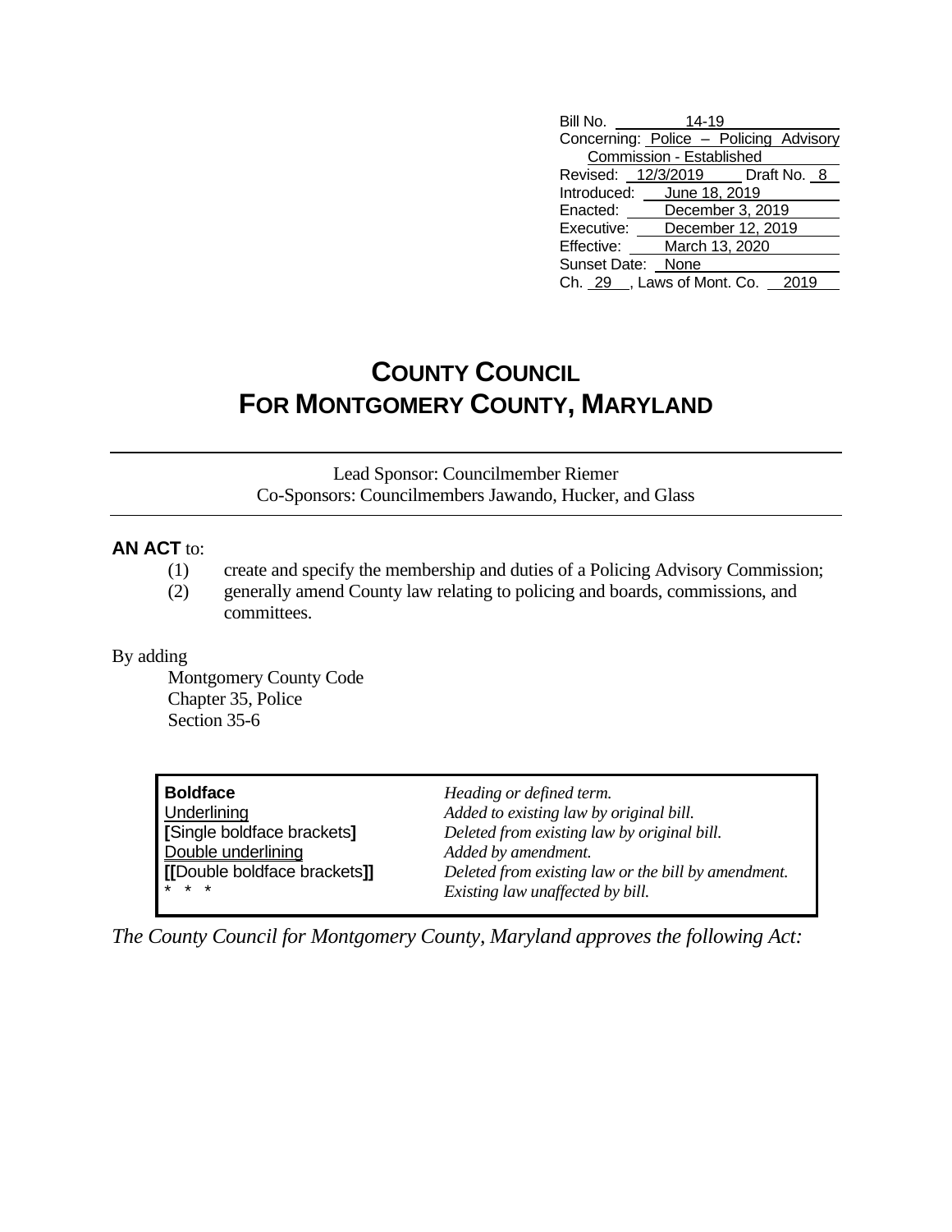Bill No. 14-19
Concerning: Police – Policing Advisory Commission - Established
Revised: 12/3/2019 Draft No. 8
Introduced: June 18, 2019
Enacted: December 3, 2019
Executive: December 12, 2019
Effective: March 13, 2020
Sunset Date: None
Ch. 29, Laws of Mont. Co. 2019

# COUNTY COUNCIL
# FOR MONTGOMERY COUNTY, MARYLAND

Lead Sponsor: Councilmember Riemer
Co-Sponsors: Councilmembers Jawando, Hucker, and Glass

**AN ACT** to:

(1) create and specify the membership and duties of a Policing Advisory Commission;
(2) generally amend County law relating to policing and boards, commissions, and committees.

By adding
Montgomery County Code
Chapter 35, Police
Section 35-6

| | |
|---|---|
| **Boldface** | *Heading or defined term.* |
| Underlining | *Added to existing law by original bill.* |
| **[**Single boldface brackets**]** | *Deleted from existing law by original bill.* |
| Double underlining | *Added by amendment.* |
| **[[**Double boldface brackets**]]** | *Deleted from existing law or the bill by amendment.* |
| * * * | *Existing law unaffected by bill.* |

*The County Council for Montgomery County, Maryland approves the following Act:*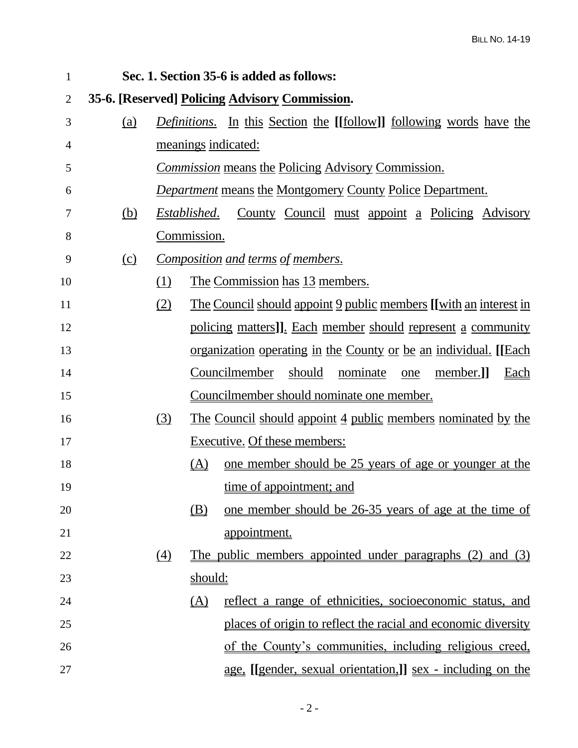**Sec. 1. Section 35-6 is added as follows:**

**35-6. [Reserved] Policing Advisory Commission.**

(a) *Definitions*. In this Section the **[[**follow**]]** following words have the meanings indicated:

*Commission* means the Policing Advisory Commission.

*Department* means the Montgomery County Police Department.

(b) *Established*. County Council must appoint a Policing Advisory Commission.

(c) *Composition and terms of members*.

(1) The Commission has 13 members.

(2) The Council should appoint 9 public members **[[**with an interest in policing matters**]]**. Each member should represent a community organization operating in the County or be an individual. **[[**Each Councilmember should nominate one member.**]]** Each Councilmember should nominate one member.

(3) The Council should appoint 4 public members nominated by the Executive. Of these members:

(A) one member should be 25 years of age or younger at the time of appointment; and

(B) one member should be 26-35 years of age at the time of appointment.

(4) The public members appointed under paragraphs (2) and (3) should:

(A) reflect a range of ethnicities, socioeconomic status, and places of origin to reflect the racial and economic diversity of the County's communities, including religious creed, age, **[[**gender, sexual orientation,**]]** sex - including on the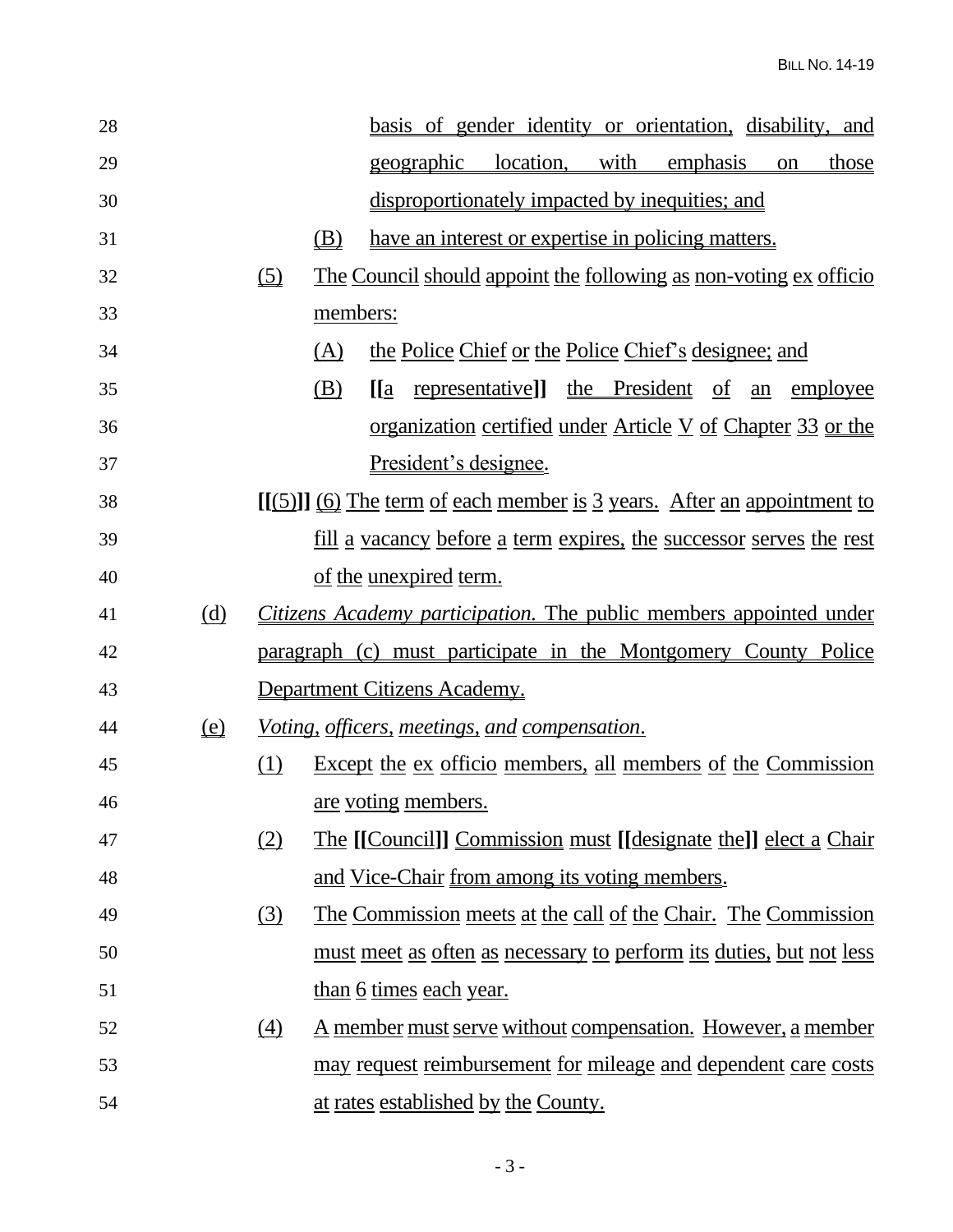basis of gender identity or orientation, disability, and geographic location, with emphasis on those disproportionately impacted by inequities; and

(B) have an interest or expertise in policing matters.

(5) The Council should appoint the following as non-voting ex officio members:

(A) the Police Chief or the Police Chief's designee; and

(B) **[[**a representative**]]** the President of an employee organization certified under Article V of Chapter 33 or the President's designee.

**[[**(5)**]]** (6) The term of each member is 3 years. After an appointment to fill a vacancy before a term expires, the successor serves the rest of the unexpired term.

(d) *Citizens Academy participation.* The public members appointed under paragraph (c) must participate in the Montgomery County Police Department Citizens Academy.

(e) *Voting, officers, meetings, and compensation.*

(1) Except the ex officio members, all members of the Commission are voting members.

(2) The **[[**Council**]]** Commission must **[[**designate the**]]** elect a Chair and Vice-Chair from among its voting members.

(3) The Commission meets at the call of the Chair. The Commission must meet as often as necessary to perform its duties, but not less than 6 times each year.

(4) A member must serve without compensation. However, a member may request reimbursement for mileage and dependent care costs at rates established by the County.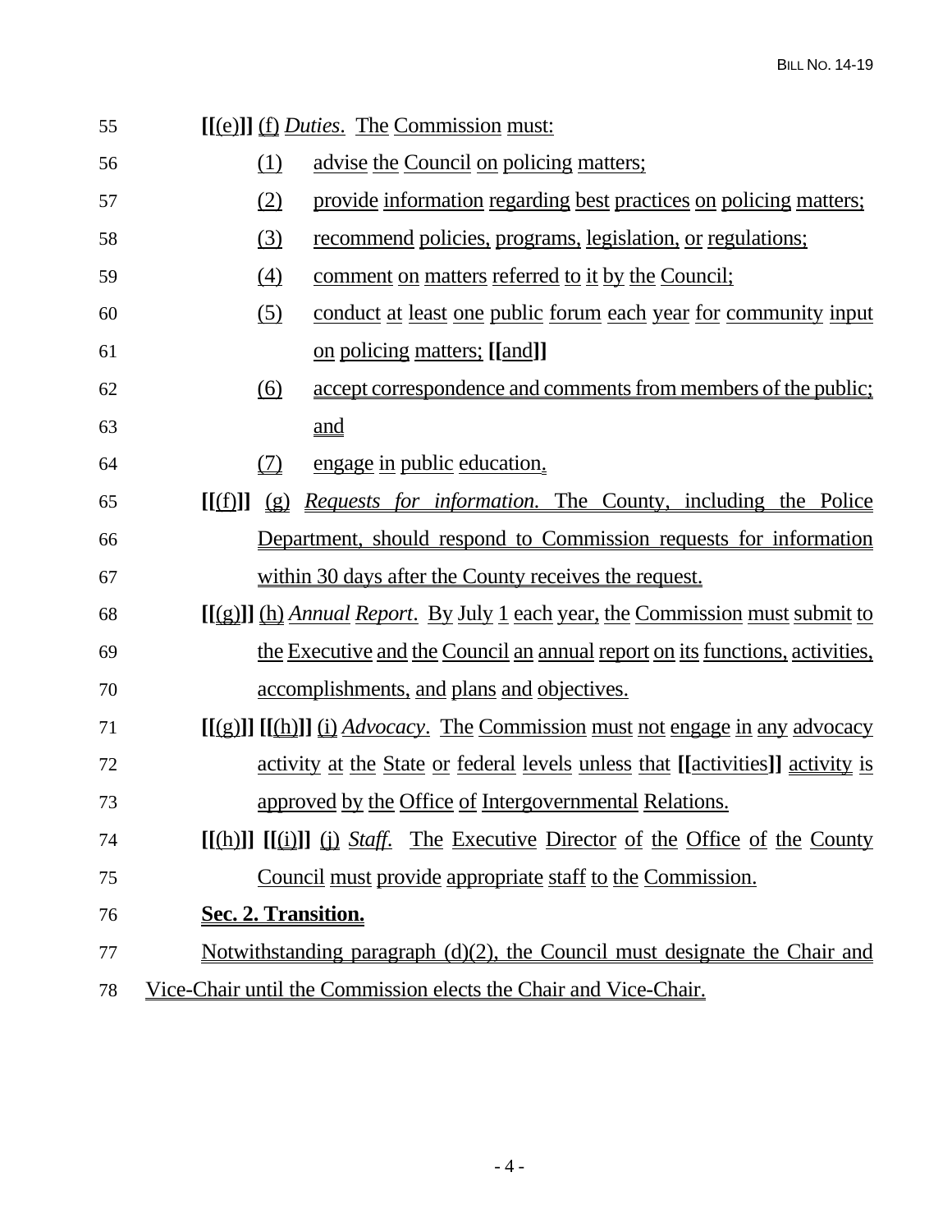[[(e)]] (f) *Duties*. The Commission must:

(1) advise the Council on policing matters;

(2) provide information regarding best practices on policing matters;

(3) recommend policies, programs, legislation, or regulations;

(4) comment on matters referred to it by the Council;

(5) conduct at least one public forum each year for community input on policing matters; [[and]]

(6) accept correspondence and comments from members of the public; and

(7) engage in public education.

[[(f)]] (g) *Requests for information.* The County, including the Police Department, should respond to Commission requests for information within 30 days after the County receives the request.

[[(g)]] (h) *Annual Report*. By July 1 each year, the Commission must submit to the Executive and the Council an annual report on its functions, activities, accomplishments, and plans and objectives.

[[(g)]] [[(h)]] (i) *Advocacy*. The Commission must not engage in any advocacy activity at the State or federal levels unless that [[activities]] activity is approved by the Office of Intergovernmental Relations.

[[(h)]] [[(i)]] (j) *Staff*. The Executive Director of the Office of the County Council must provide appropriate staff to the Commission.

**Sec. 2. Transition.**

Notwithstanding paragraph (d)(2), the Council must designate the Chair and Vice-Chair until the Commission elects the Chair and Vice-Chair.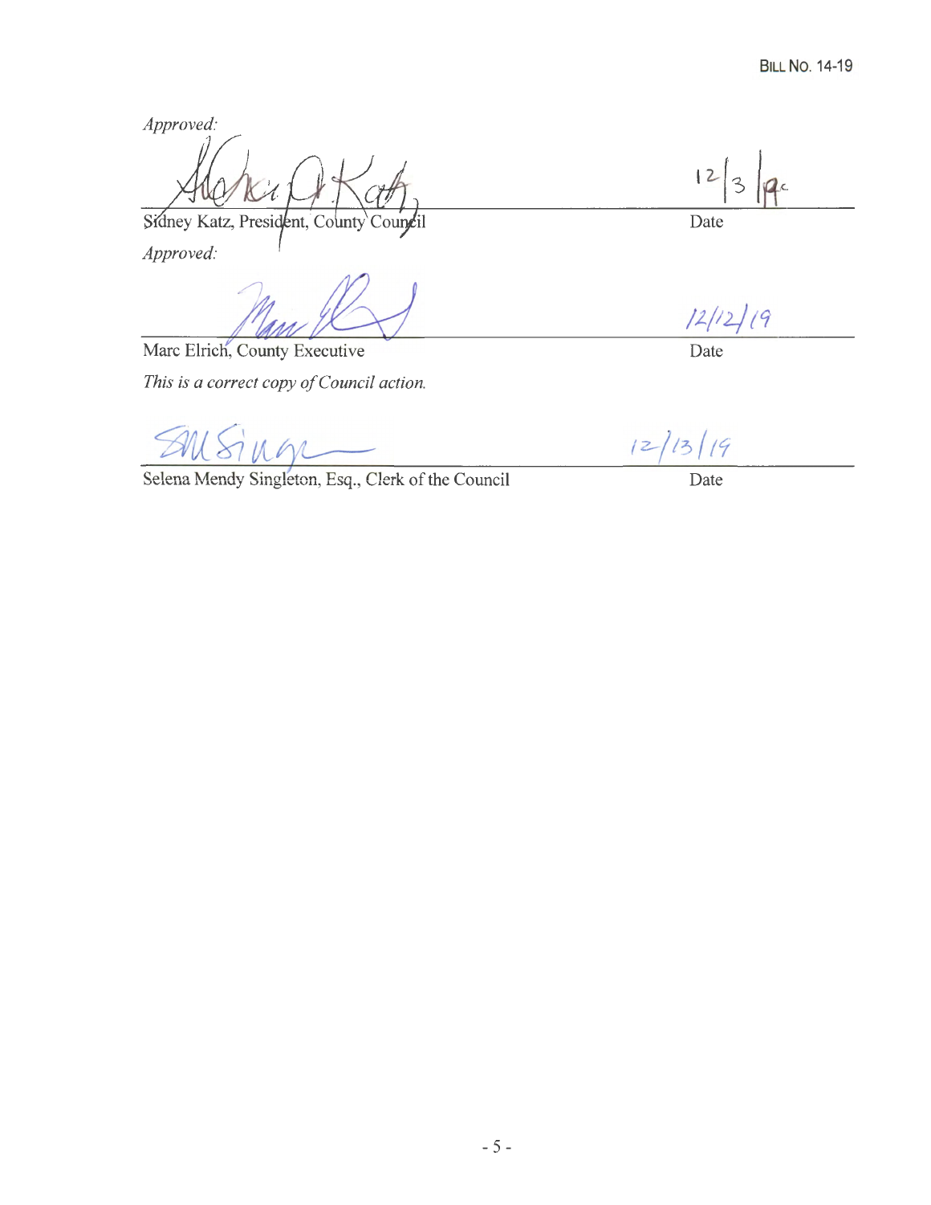BILL NO. 14-19

*Approved:*

Sidney Katz, President, County Council — 12/3/19 — Date

*Approved:*

Marc Elrich, County Executive — 12/12/19 — Date

*This is a correct copy of Council action.*

Selena Mendy Singleton, Esq., Clerk of the Council — 12/13/19 — Date